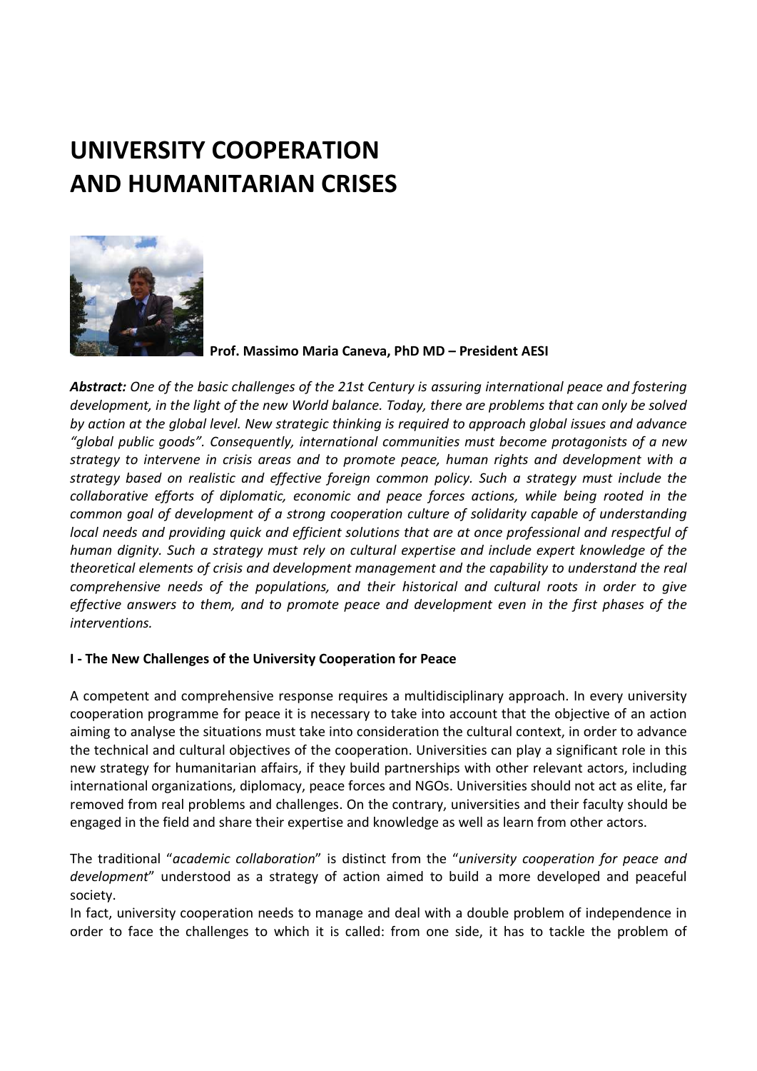# UNIVERSITY COOPERATION AND HUMANITARIAN CRISES

**Prof. Massimo Maria Caneva, PhD MD – President AESI**

***Abstract:*** *One of the basic challenges of the 21st Century is assuring international peace and fostering development, in the light of the new World balance. Today, there are problems that can only be solved by action at the global level. New strategic thinking is required to approach global issues and advance "global public goods". Consequently, international communities must become protagonists of a new strategy to intervene in crisis areas and to promote peace, human rights and development with a strategy based on realistic and effective foreign common policy. Such a strategy must include the collaborative efforts of diplomatic, economic and peace forces actions, while being rooted in the common goal of development of a strong cooperation culture of solidarity capable of understanding local needs and providing quick and efficient solutions that are at once professional and respectful of human dignity. Such a strategy must rely on cultural expertise and include expert knowledge of the theoretical elements of crisis and development management and the capability to understand the real comprehensive needs of the populations, and their historical and cultural roots in order to give effective answers to them, and to promote peace and development even in the first phases of the interventions.*

**I - The New Challenges of the University Cooperation for Peace**

A competent and comprehensive response requires a multidisciplinary approach. In every university cooperation programme for peace it is necessary to take into account that the objective of an action aiming to analyse the situations must take into consideration the cultural context, in order to advance the technical and cultural objectives of the cooperation. Universities can play a significant role in this new strategy for humanitarian affairs, if they build partnerships with other relevant actors, including international organizations, diplomacy, peace forces and NGOs. Universities should not act as elite, far removed from real problems and challenges. On the contrary, universities and their faculty should be engaged in the field and share their expertise and knowledge as well as learn from other actors.

The traditional "*academic collaboration*" is distinct from the "*university cooperation for peace and development*" understood as a strategy of action aimed to build a more developed and peaceful society.

In fact, university cooperation needs to manage and deal with a double problem of independence in order to face the challenges to which it is called: from one side, it has to tackle the problem of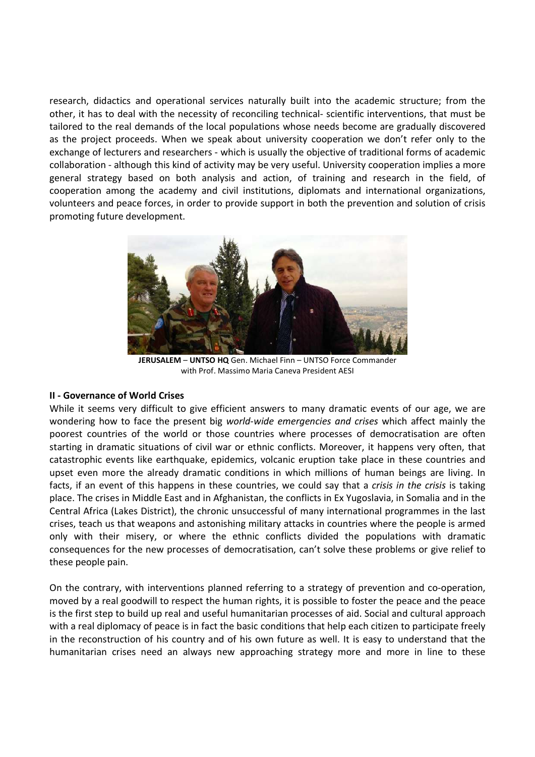research, didactics and operational services naturally built into the academic structure; from the other, it has to deal with the necessity of reconciling technical- scientific interventions, that must be tailored to the real demands of the local populations whose needs become are gradually discovered as the project proceeds. When we speak about university cooperation we don't refer only to the exchange of lecturers and researchers - which is usually the objective of traditional forms of academic collaboration - although this kind of activity may be very useful. University cooperation implies a more general strategy based on both analysis and action, of training and research in the field, of cooperation among the academy and civil institutions, diplomats and international organizations, volunteers and peace forces, in order to provide support in both the prevention and solution of crisis promoting future development.

**JERUSALEM** – **UNTSO HQ** Gen. Michael Finn – UNTSO Force Commander with Prof. Massimo Maria Caneva President AESI

## II - Governance of World Crises

While it seems very difficult to give efficient answers to many dramatic events of our age, we are wondering how to face the present big *world-wide emergencies and crises* which affect mainly the poorest countries of the world or those countries where processes of democratisation are often starting in dramatic situations of civil war or ethnic conflicts. Moreover, it happens very often, that catastrophic events like earthquake, epidemics, volcanic eruption take place in these countries and upset even more the already dramatic conditions in which millions of human beings are living. In facts, if an event of this happens in these countries, we could say that a *crisis in the crisis* is taking place. The crises in Middle East and in Afghanistan, the conflicts in Ex Yugoslavia, in Somalia and in the Central Africa (Lakes District), the chronic unsuccessful of many international programmes in the last crises, teach us that weapons and astonishing military attacks in countries where the people is armed only with their misery, or where the ethnic conflicts divided the populations with dramatic consequences for the new processes of democratisation, can't solve these problems or give relief to these people pain.

On the contrary, with interventions planned referring to a strategy of prevention and co-operation, moved by a real goodwill to respect the human rights, it is possible to foster the peace and the peace is the first step to build up real and useful humanitarian processes of aid. Social and cultural approach with a real diplomacy of peace is in fact the basic conditions that help each citizen to participate freely in the reconstruction of his country and of his own future as well. It is easy to understand that the humanitarian crises need an always new approaching strategy more and more in line to these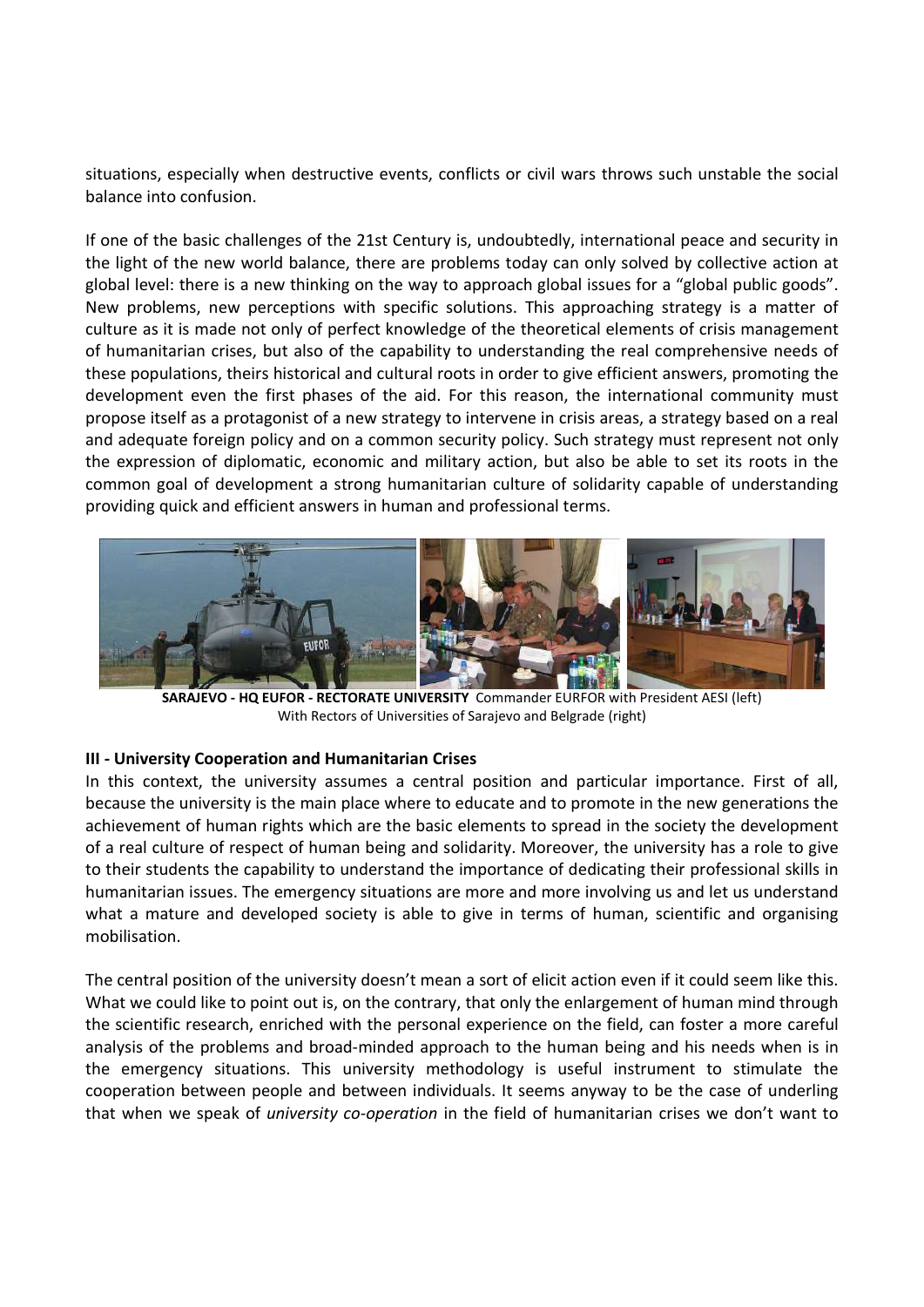situations, especially when destructive events, conflicts or civil wars throws such unstable the social balance into confusion.

If one of the basic challenges of the 21st Century is, undoubtedly, international peace and security in the light of the new world balance, there are problems today can only solved by collective action at global level: there is a new thinking on the way to approach global issues for a "global public goods". New problems, new perceptions with specific solutions. This approaching strategy is a matter of culture as it is made not only of perfect knowledge of the theoretical elements of crisis management of humanitarian crises, but also of the capability to understanding the real comprehensive needs of these populations, theirs historical and cultural roots in order to give efficient answers, promoting the development even the first phases of the aid. For this reason, the international community must propose itself as a protagonist of a new strategy to intervene in crisis areas, a strategy based on a real and adequate foreign policy and on a common security policy. Such strategy must represent not only the expression of diplomatic, economic and military action, but also be able to set its roots in the common goal of development a strong humanitarian culture of solidarity capable of understanding providing quick and efficient answers in human and professional terms.

**SARAJEVO - HQ EUFOR - RECTORATE UNIVERSITY** Commander EURFOR with President AESI (left)
With Rectors of Universities of Sarajevo and Belgrade (right)

**III - University Cooperation and Humanitarian Crises**

In this context, the university assumes a central position and particular importance. First of all, because the university is the main place where to educate and to promote in the new generations the achievement of human rights which are the basic elements to spread in the society the development of a real culture of respect of human being and solidarity. Moreover, the university has a role to give to their students the capability to understand the importance of dedicating their professional skills in humanitarian issues. The emergency situations are more and more involving us and let us understand what a mature and developed society is able to give in terms of human, scientific and organising mobilisation.

The central position of the university doesn't mean a sort of elicit action even if it could seem like this. What we could like to point out is, on the contrary, that only the enlargement of human mind through the scientific research, enriched with the personal experience on the field, can foster a more careful analysis of the problems and broad-minded approach to the human being and his needs when is in the emergency situations. This university methodology is useful instrument to stimulate the cooperation between people and between individuals. It seems anyway to be the case of underling that when we speak of *university co-operation* in the field of humanitarian crises we don't want to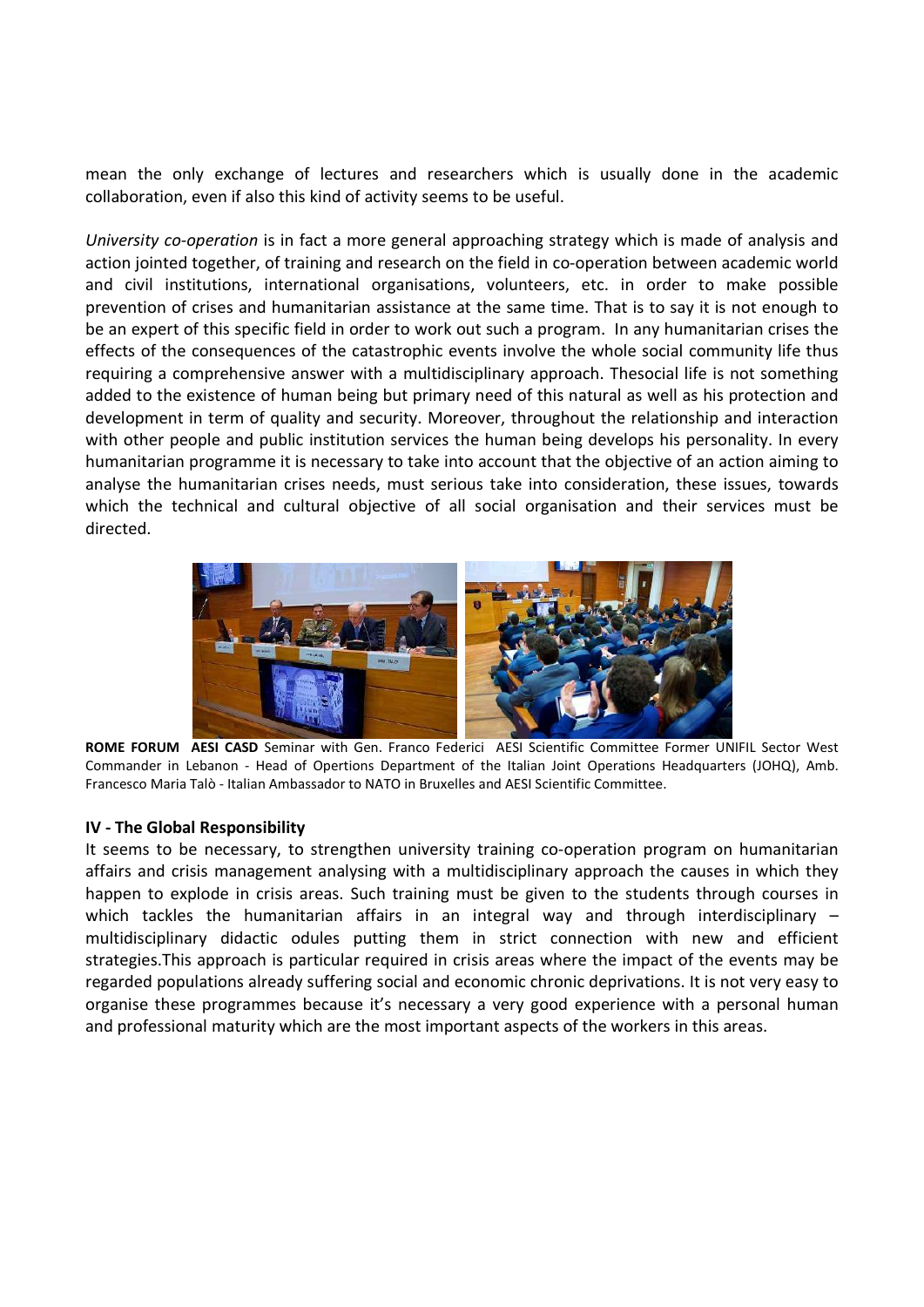mean the only exchange of lectures and researchers which is usually done in the academic collaboration, even if also this kind of activity seems to be useful.

*University co-operation* is in fact a more general approaching strategy which is made of analysis and action jointed together, of training and research on the field in co-operation between academic world and civil institutions, international organisations, volunteers, etc. in order to make possible prevention of crises and humanitarian assistance at the same time. That is to say it is not enough to be an expert of this specific field in order to work out such a program. In any humanitarian crises the effects of the consequences of the catastrophic events involve the whole social community life thus requiring a comprehensive answer with a multidisciplinary approach. Thesocial life is not something added to the existence of human being but primary need of this natural as well as his protection and development in term of quality and security. Moreover, throughout the relationship and interaction with other people and public institution services the human being develops his personality. In every humanitarian programme it is necessary to take into account that the objective of an action aiming to analyse the humanitarian crises needs, must serious take into consideration, these issues, towards which the technical and cultural objective of all social organisation and their services must be directed.

**ROME FORUM AESI CASD** Seminar with Gen. Franco Federici AESI Scientific Committee Former UNIFIL Sector West Commander in Lebanon - Head of Opertions Department of the Italian Joint Operations Headquarters (JOHQ), Amb. Francesco Maria Talò - Italian Ambassador to NATO in Bruxelles and AESI Scientific Committee.

**IV - The Global Responsibility**

It seems to be necessary, to strengthen university training co-operation program on humanitarian affairs and crisis management analysing with a multidisciplinary approach the causes in which they happen to explode in crisis areas. Such training must be given to the students through courses in which tackles the humanitarian affairs in an integral way and through interdisciplinary – multidisciplinary didactic odules putting them in strict connection with new and efficient strategies.This approach is particular required in crisis areas where the impact of the events may be regarded populations already suffering social and economic chronic deprivations. It is not very easy to organise these programmes because it's necessary a very good experience with a personal human and professional maturity which are the most important aspects of the workers in this areas.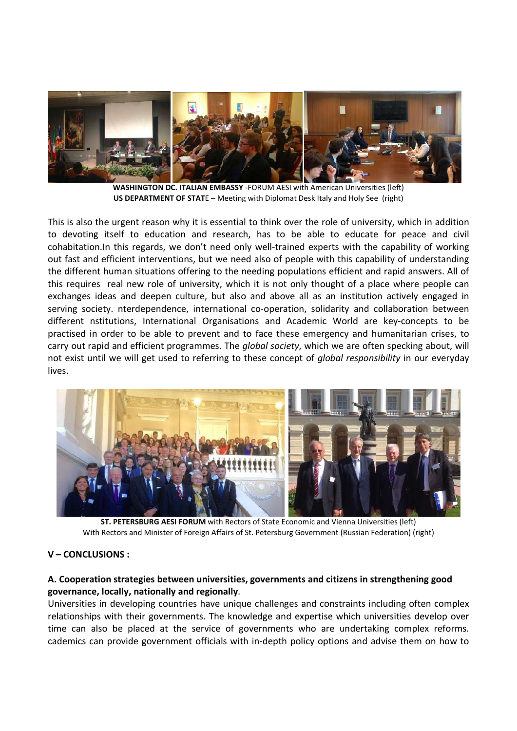**WASHINGTON DC. ITALIAN EMBASSY** -FORUM AESI with American Universities (left)
**US DEPARTMENT OF STAT**E – Meeting with Diplomat Desk Italy and Holy See (right)

This is also the urgent reason why it is essential to think over the role of university, which in addition to devoting itself to education and research, has to be able to educate for peace and civil cohabitation.In this regards, we don't need only well-trained experts with the capability of working out fast and efficient interventions, but we need also of people with this capability of understanding the different human situations offering to the needing populations efficient and rapid answers. All of this requires real new role of university, which it is not only thought of a place where people can exchanges ideas and deepen culture, but also and above all as an institution actively engaged in serving society. nterdependence, international co-operation, solidarity and collaboration between different nstitutions, International Organisations and Academic World are key-concepts to be practised in order to be able to prevent and to face these emergency and humanitarian crises, to carry out rapid and efficient programmes. The *global society*, which we are often specking about, will not exist until we will get used to referring to these concept of *global responsibility* in our everyday lives.

**ST. PETERSBURG AESI FORUM** with Rectors of State Economic and Vienna Universities (left)
With Rectors and Minister of Foreign Affairs of St. Petersburg Government (Russian Federation) (right)

## V – CONCLUSIONS :

### A. Cooperation strategies between universities, governments and citizens in strengthening good governance, locally, nationally and regionally.

Universities in developing countries have unique challenges and constraints including often complex relationships with their governments. The knowledge and expertise which universities develop over time can also be placed at the service of governments who are undertaking complex reforms. cademics can provide government officials with in-depth policy options and advise them on how to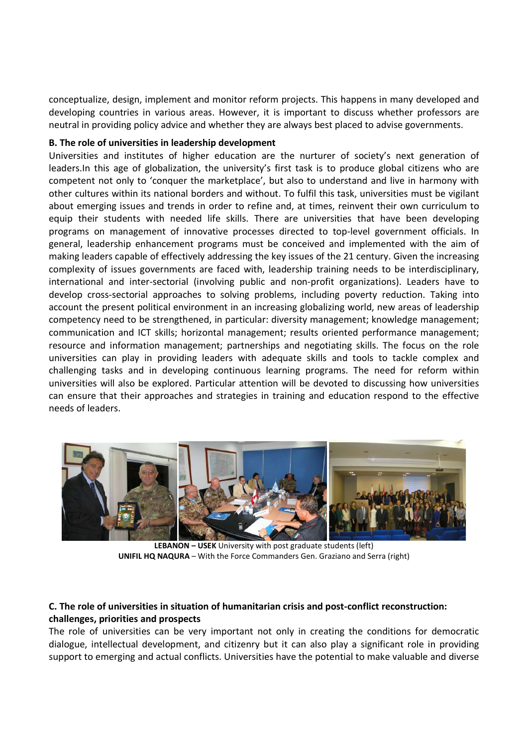conceptualize, design, implement and monitor reform projects. This happens in many developed and developing countries in various areas. However, it is important to discuss whether professors are neutral in providing policy advice and whether they are always best placed to advise governments.

**B. The role of universities in leadership development**

Universities and institutes of higher education are the nurturer of society's next generation of leaders.In this age of globalization, the university's first task is to produce global citizens who are competent not only to 'conquer the marketplace', but also to understand and live in harmony with other cultures within its national borders and without. To fulfil this task, universities must be vigilant about emerging issues and trends in order to refine and, at times, reinvent their own curriculum to equip their students with needed life skills. There are universities that have been developing programs on management of innovative processes directed to top-level government officials. In general, leadership enhancement programs must be conceived and implemented with the aim of making leaders capable of effectively addressing the key issues of the 21 century. Given the increasing complexity of issues governments are faced with, leadership training needs to be interdisciplinary, international and inter-sectorial (involving public and non-profit organizations). Leaders have to develop cross-sectorial approaches to solving problems, including poverty reduction. Taking into account the present political environment in an increasing globalizing world, new areas of leadership competency need to be strengthened, in particular: diversity management; knowledge management; communication and ICT skills; horizontal management; results oriented performance management; resource and information management; partnerships and negotiating skills. The focus on the role universities can play in providing leaders with adequate skills and tools to tackle complex and challenging tasks and in developing continuous learning programs. The need for reform within universities will also be explored. Particular attention will be devoted to discussing how universities can ensure that their approaches and strategies in training and education respond to the effective needs of leaders.

**LEBANON – USEK** University with post graduate students (left)
**UNIFIL HQ NAQURA** – With the Force Commanders Gen. Graziano and Serra (right)

**C. The role of universities in situation of humanitarian crisis and post-conflict reconstruction: challenges, priorities and prospects**

The role of universities can be very important not only in creating the conditions for democratic dialogue, intellectual development, and citizenry but it can also play a significant role in providing support to emerging and actual conflicts. Universities have the potential to make valuable and diverse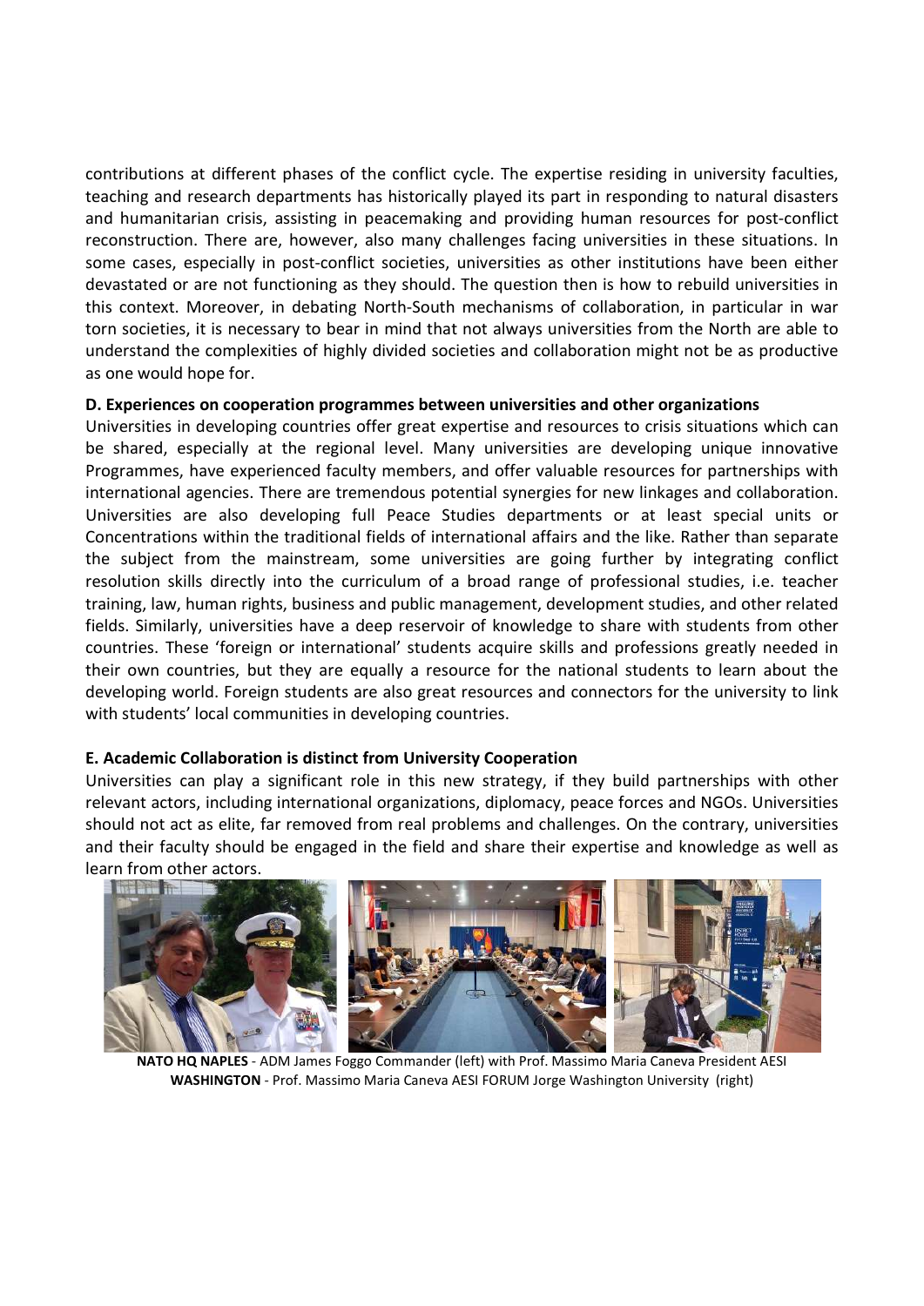contributions at different phases of the conflict cycle. The expertise residing in university faculties, teaching and research departments has historically played its part in responding to natural disasters and humanitarian crisis, assisting in peacemaking and providing human resources for post-conflict reconstruction. There are, however, also many challenges facing universities in these situations. In some cases, especially in post-conflict societies, universities as other institutions have been either devastated or are not functioning as they should. The question then is how to rebuild universities in this context. Moreover, in debating North-South mechanisms of collaboration, in particular in war torn societies, it is necessary to bear in mind that not always universities from the North are able to understand the complexities of highly divided societies and collaboration might not be as productive as one would hope for.

**D. Experiences on cooperation programmes between universities and other organizations**

Universities in developing countries offer great expertise and resources to crisis situations which can be shared, especially at the regional level. Many universities are developing unique innovative Programmes, have experienced faculty members, and offer valuable resources for partnerships with international agencies. There are tremendous potential synergies for new linkages and collaboration. Universities are also developing full Peace Studies departments or at least special units or Concentrations within the traditional fields of international affairs and the like. Rather than separate the subject from the mainstream, some universities are going further by integrating conflict resolution skills directly into the curriculum of a broad range of professional studies, i.e. teacher training, law, human rights, business and public management, development studies, and other related fields. Similarly, universities have a deep reservoir of knowledge to share with students from other countries. These 'foreign or international' students acquire skills and professions greatly needed in their own countries, but they are equally a resource for the national students to learn about the developing world. Foreign students are also great resources and connectors for the university to link with students' local communities in developing countries.

**E. Academic Collaboration is distinct from University Cooperation**

Universities can play a significant role in this new strategy, if they build partnerships with other relevant actors, including international organizations, diplomacy, peace forces and NGOs. Universities should not act as elite, far removed from real problems and challenges. On the contrary, universities and their faculty should be engaged in the field and share their expertise and knowledge as well as learn from other actors.

**NATO HQ NAPLES** - ADM James Foggo Commander (left) with Prof. Massimo Maria Caneva President AESI
**WASHINGTON** - Prof. Massimo Maria Caneva AESI FORUM Jorge Washington University (right)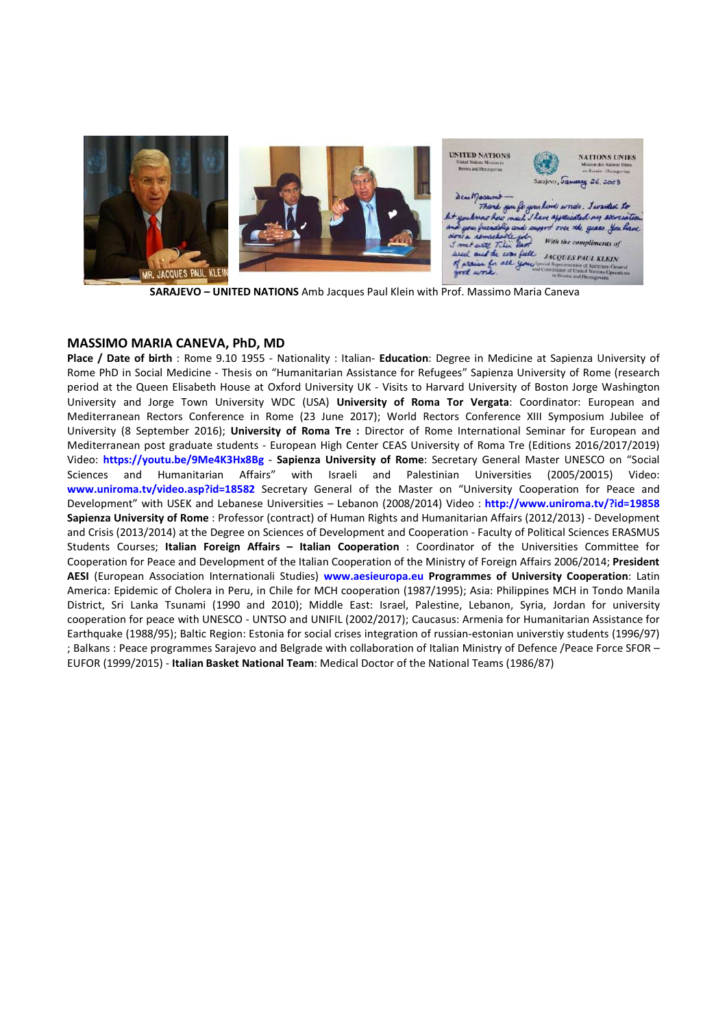SARAJEVO – UNITED NATIONS Amb Jacques Paul Klein with Prof. Massimo Maria Caneva

## MASSIMO MARIA CANEVA, PhD, MD

**Place / Date of birth** : Rome 9.10 1955 - Nationality : Italian- **Education**: Degree in Medicine at Sapienza University of Rome PhD in Social Medicine - Thesis on "Humanitarian Assistance for Refugees" Sapienza University of Rome (research period at the Queen Elisabeth House at Oxford University UK - Visits to Harvard University of Boston Jorge Washington University and Jorge Town University WDC (USA) **University of Roma Tor Vergata**: Coordinator: European and Mediterranean Rectors Conference in Rome (23 June 2017); World Rectors Conference XIII Symposium Jubilee of University (8 September 2016); **University of Roma Tre :** Director of Rome International Seminar for European and Mediterranean post graduate students - European High Center CEAS University of Roma Tre (Editions 2016/2017/2019) Video: **https://youtu.be/9Me4K3Hx8Bg** - **Sapienza University of Rome**: Secretary General Master UNESCO on "Social Sciences and Humanitarian Affairs" with Israeli and Palestinian Universities (2005/20015) Video: **www.uniroma.tv/video.asp?id=18582** Secretary General of the Master on "University Cooperation for Peace and Development" with USEK and Lebanese Universities – Lebanon (2008/2014) Video : **http://www.uniroma.tv/?id=19858** **Sapienza University of Rome** : Professor (contract) of Human Rights and Humanitarian Affairs (2012/2013) - Development and Crisis (2013/2014) at the Degree on Sciences of Development and Cooperation - Faculty of Political Sciences ERASMUS Students Courses; **Italian Foreign Affairs – Italian Cooperation** : Coordinator of the Universities Committee for Cooperation for Peace and Development of the Italian Cooperation of the Ministry of Foreign Affairs 2006/2014; **President AESI** (European Association Internationali Studies) **www.aesieuropa.eu** **Programmes of University Cooperation**: Latin America: Epidemic of Cholera in Peru, in Chile for MCH cooperation (1987/1995); Asia: Philippines MCH in Tondo Manila District, Sri Lanka Tsunami (1990 and 2010); Middle East: Israel, Palestine, Lebanon, Syria, Jordan for university cooperation for peace with UNESCO - UNTSO and UNIFIL (2002/2017); Caucasus: Armenia for Humanitarian Assistance for Earthquake (1988/95); Baltic Region: Estonia for social crises integration of russian-estonian universtiy students (1996/97) ; Balkans : Peace programmes Sarajevo and Belgrade with collaboration of Italian Ministry of Defence /Peace Force SFOR – EUFOR (1999/2015) - **Italian Basket National Team**: Medical Doctor of the National Teams (1986/87)